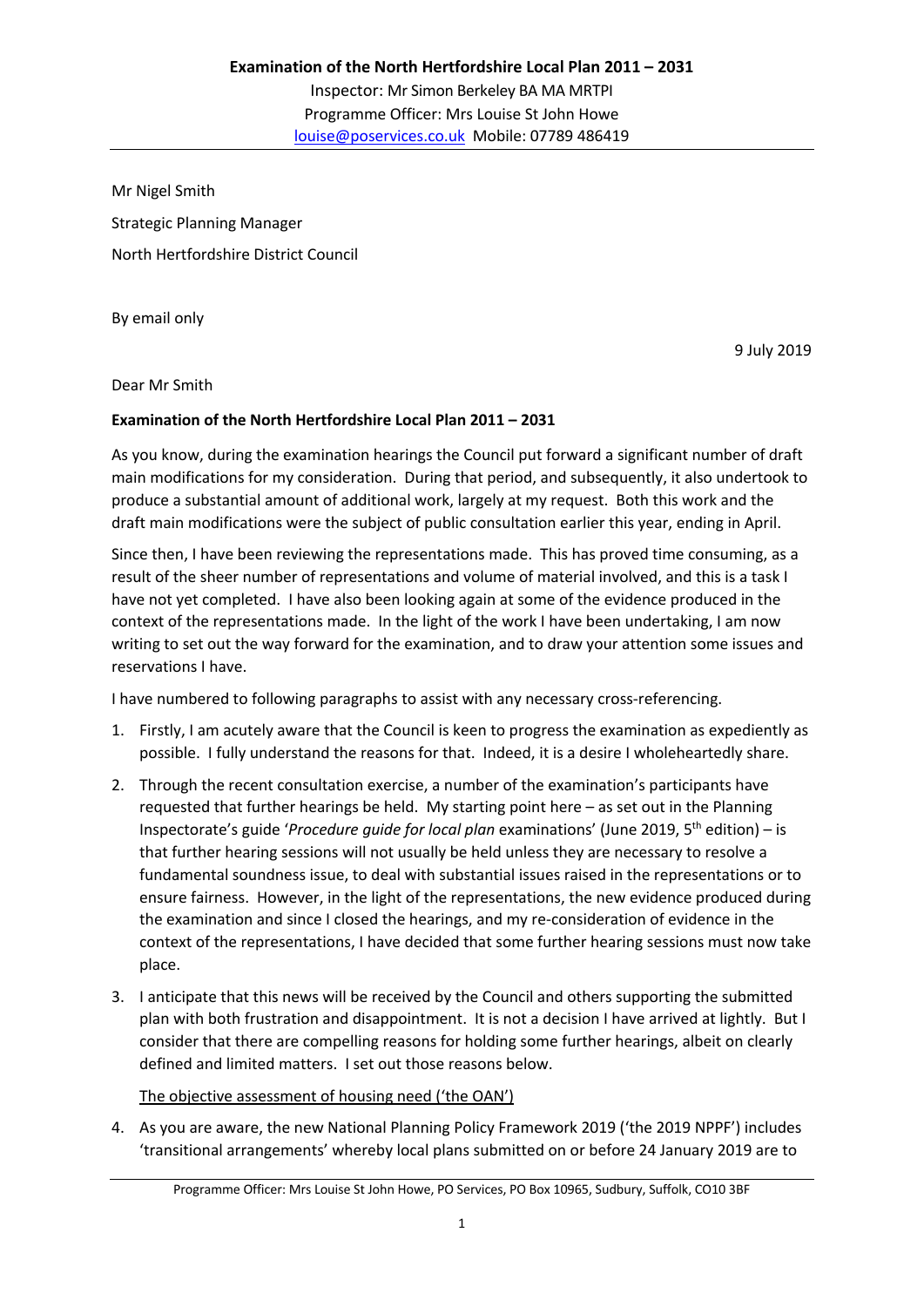**Examination of the North Hertfordshire Local Plan 2011 – 2031**

Inspector: Mr Simon Berkeley BA MA MRTPI

Programme Officer: Mrs Louise St John Howe

louise@poservices.co.uk Mobile: 07789 486419

---

Mr Nigel Smith

Strategic Planning Manager

North Hertfordshire District Council

By email only

9 July 2019

Dear Mr Smith

**Examination of the North Hertfordshire Local Plan 2011 – 2031**

As you know, during the examination hearings the Council put forward a significant number of draft main modifications for my consideration. During that period, and subsequently, it also undertook to produce a substantial amount of additional work, largely at my request. Both this work and the draft main modifications were the subject of public consultation earlier this year, ending in April.

Since then, I have been reviewing the representations made. This has proved time consuming, as a result of the sheer number of representations and volume of material involved, and this is a task I have not yet completed. I have also been looking again at some of the evidence produced in the context of the representations made. In the light of the work I have been undertaking, I am now writing to set out the way forward for the examination, and to draw your attention some issues and reservations I have.

I have numbered to following paragraphs to assist with any necessary cross-referencing.

1. Firstly, I am acutely aware that the Council is keen to progress the examination as expediently as possible. I fully understand the reasons for that. Indeed, it is a desire I wholeheartedly share.
2. Through the recent consultation exercise, a number of the examination's participants have requested that further hearings be held. My starting point here – as set out in the Planning Inspectorate's guide '*Procedure guide for local plan* examinations' (June 2019, 5th edition) – is that further hearing sessions will not usually be held unless they are necessary to resolve a fundamental soundness issue, to deal with substantial issues raised in the representations or to ensure fairness. However, in the light of the representations, the new evidence produced during the examination and since I closed the hearings, and my re-consideration of evidence in the context of the representations, I have decided that some further hearing sessions must now take place.
3. I anticipate that this news will be received by the Council and others supporting the submitted plan with both frustration and disappointment. It is not a decision I have arrived at lightly. But I consider that there are compelling reasons for holding some further hearings, albeit on clearly defined and limited matters. I set out those reasons below.

<u>The objective assessment of housing need ('the OAN')</u>

4. As you are aware, the new National Planning Policy Framework 2019 ('the 2019 NPPF') includes 'transitional arrangements' whereby local plans submitted on or before 24 January 2019 are to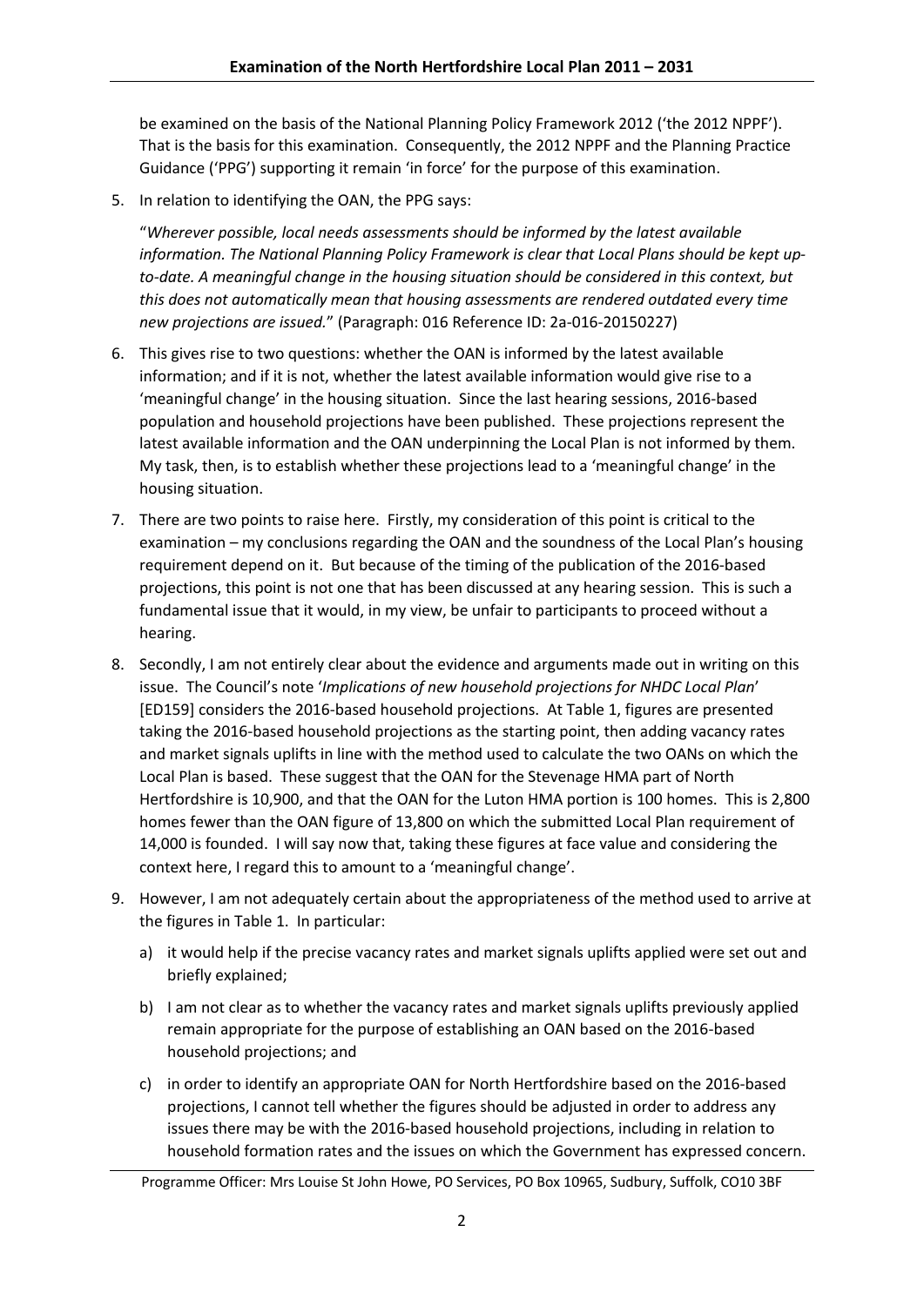be examined on the basis of the National Planning Policy Framework 2012 ('the 2012 NPPF'). That is the basis for this examination. Consequently, the 2012 NPPF and the Planning Practice Guidance ('PPG') supporting it remain 'in force' for the purpose of this examination.

5. In relation to identifying the OAN, the PPG says:

   "*Wherever possible, local needs assessments should be informed by the latest available information. The National Planning Policy Framework is clear that Local Plans should be kept up-to-date. A meaningful change in the housing situation should be considered in this context, but this does not automatically mean that housing assessments are rendered outdated every time new projections are issued.*" (Paragraph: 016 Reference ID: 2a-016-20150227)

6. This gives rise to two questions: whether the OAN is informed by the latest available information; and if it is not, whether the latest available information would give rise to a 'meaningful change' in the housing situation. Since the last hearing sessions, 2016-based population and household projections have been published. These projections represent the latest available information and the OAN underpinning the Local Plan is not informed by them. My task, then, is to establish whether these projections lead to a 'meaningful change' in the housing situation.

7. There are two points to raise here. Firstly, my consideration of this point is critical to the examination – my conclusions regarding the OAN and the soundness of the Local Plan's housing requirement depend on it. But because of the timing of the publication of the 2016-based projections, this point is not one that has been discussed at any hearing session. This is such a fundamental issue that it would, in my view, be unfair to participants to proceed without a hearing.

8. Secondly, I am not entirely clear about the evidence and arguments made out in writing on this issue. The Council's note '*Implications of new household projections for NHDC Local Plan*' [ED159] considers the 2016-based household projections. At Table 1, figures are presented taking the 2016-based household projections as the starting point, then adding vacancy rates and market signals uplifts in line with the method used to calculate the two OANs on which the Local Plan is based. These suggest that the OAN for the Stevenage HMA part of North Hertfordshire is 10,900, and that the OAN for the Luton HMA portion is 100 homes. This is 2,800 homes fewer than the OAN figure of 13,800 on which the submitted Local Plan requirement of 14,000 is founded. I will say now that, taking these figures at face value and considering the context here, I regard this to amount to a 'meaningful change'.

9. However, I am not adequately certain about the appropriateness of the method used to arrive at the figures in Table 1. In particular:

   a) it would help if the precise vacancy rates and market signals uplifts applied were set out and briefly explained;

   b) I am not clear as to whether the vacancy rates and market signals uplifts previously applied remain appropriate for the purpose of establishing an OAN based on the 2016-based household projections; and

   c) in order to identify an appropriate OAN for North Hertfordshire based on the 2016-based projections, I cannot tell whether the figures should be adjusted in order to address any issues there may be with the 2016-based household projections, including in relation to household formation rates and the issues on which the Government has expressed concern.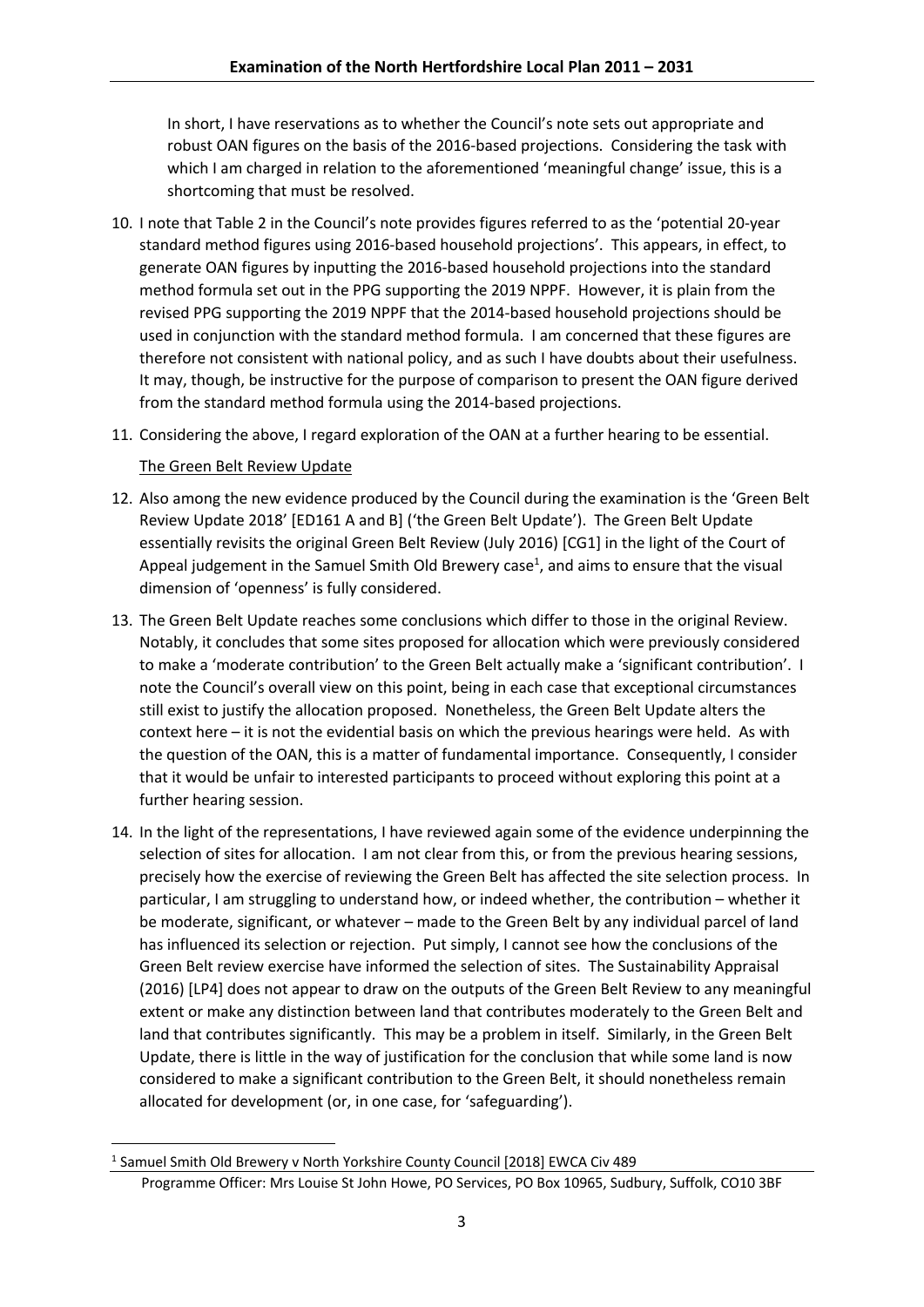In short, I have reservations as to whether the Council's note sets out appropriate and robust OAN figures on the basis of the 2016-based projections. Considering the task with which I am charged in relation to the aforementioned 'meaningful change' issue, this is a shortcoming that must be resolved.

10. I note that Table 2 in the Council's note provides figures referred to as the 'potential 20-year standard method figures using 2016-based household projections'. This appears, in effect, to generate OAN figures by inputting the 2016-based household projections into the standard method formula set out in the PPG supporting the 2019 NPPF. However, it is plain from the revised PPG supporting the 2019 NPPF that the 2014-based household projections should be used in conjunction with the standard method formula. I am concerned that these figures are therefore not consistent with national policy, and as such I have doubts about their usefulness. It may, though, be instructive for the purpose of comparison to present the OAN figure derived from the standard method formula using the 2014-based projections.

11. Considering the above, I regard exploration of the OAN at a further hearing to be essential.

The Green Belt Review Update

12. Also among the new evidence produced by the Council during the examination is the 'Green Belt Review Update 2018' [ED161 A and B] ('the Green Belt Update'). The Green Belt Update essentially revisits the original Green Belt Review (July 2016) [CG1] in the light of the Court of Appeal judgement in the Samuel Smith Old Brewery case[1], and aims to ensure that the visual dimension of 'openness' is fully considered.

13. The Green Belt Update reaches some conclusions which differ to those in the original Review. Notably, it concludes that some sites proposed for allocation which were previously considered to make a 'moderate contribution' to the Green Belt actually make a 'significant contribution'. I note the Council's overall view on this point, being in each case that exceptional circumstances still exist to justify the allocation proposed. Nonetheless, the Green Belt Update alters the context here – it is not the evidential basis on which the previous hearings were held. As with the question of the OAN, this is a matter of fundamental importance. Consequently, I consider that it would be unfair to interested participants to proceed without exploring this point at a further hearing session.

14. In the light of the representations, I have reviewed again some of the evidence underpinning the selection of sites for allocation. I am not clear from this, or from the previous hearing sessions, precisely how the exercise of reviewing the Green Belt has affected the site selection process. In particular, I am struggling to understand how, or indeed whether, the contribution – whether it be moderate, significant, or whatever – made to the Green Belt by any individual parcel of land has influenced its selection or rejection. Put simply, I cannot see how the conclusions of the Green Belt review exercise have informed the selection of sites. The Sustainability Appraisal (2016) [LP4] does not appear to draw on the outputs of the Green Belt Review to any meaningful extent or make any distinction between land that contributes moderately to the Green Belt and land that contributes significantly. This may be a problem in itself. Similarly, in the Green Belt Update, there is little in the way of justification for the conclusion that while some land is now considered to make a significant contribution to the Green Belt, it should nonetheless remain allocated for development (or, in one case, for 'safeguarding').

[1] Samuel Smith Old Brewery v North Yorkshire County Council [2018] EWCA Civ 489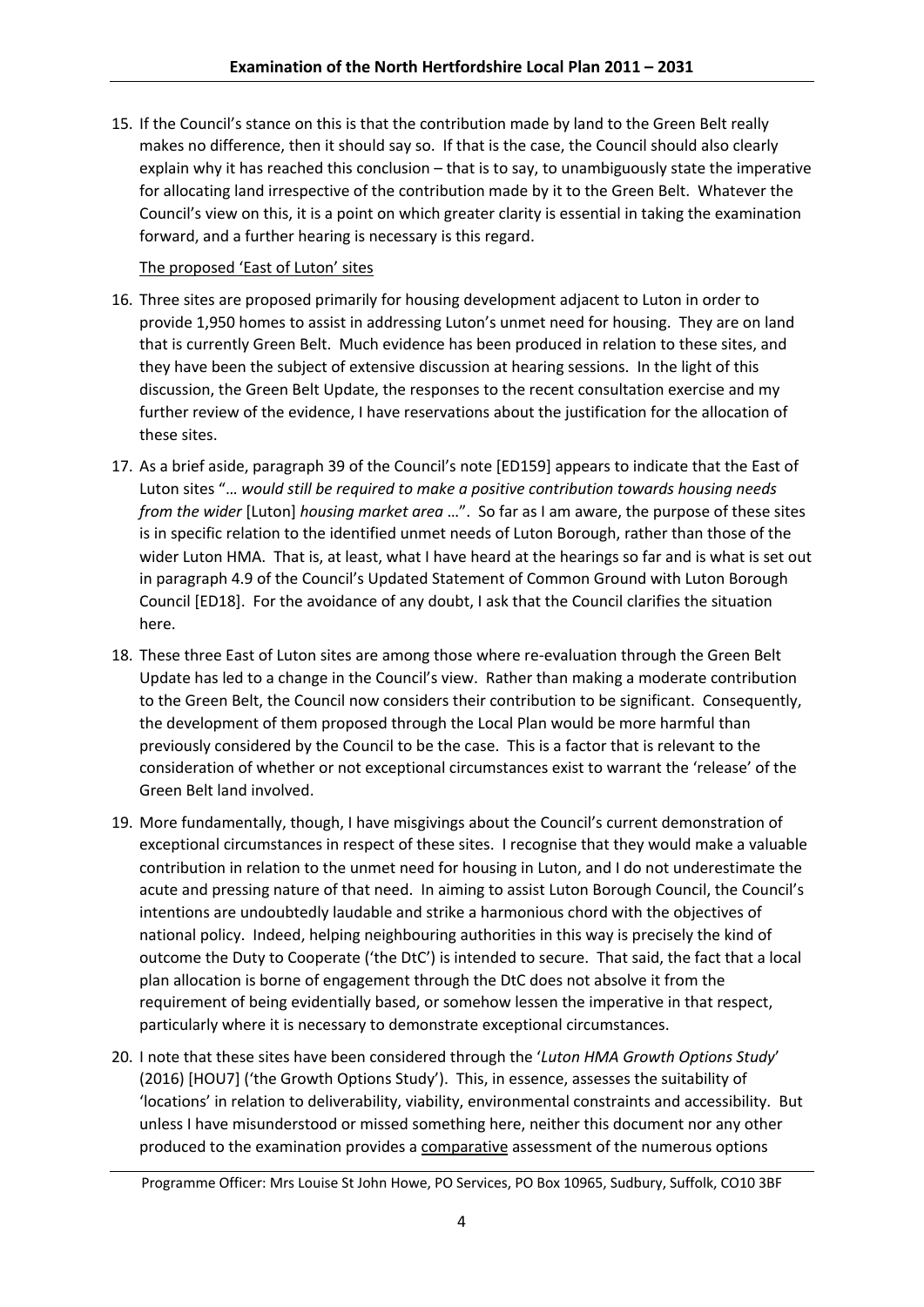15. If the Council's stance on this is that the contribution made by land to the Green Belt really makes no difference, then it should say so. If that is the case, the Council should also clearly explain why it has reached this conclusion – that is to say, to unambiguously state the imperative for allocating land irrespective of the contribution made by it to the Green Belt. Whatever the Council's view on this, it is a point on which greater clarity is essential in taking the examination forward, and a further hearing is necessary is this regard.

<u>The proposed 'East of Luton' sites</u>

16. Three sites are proposed primarily for housing development adjacent to Luton in order to provide 1,950 homes to assist in addressing Luton's unmet need for housing. They are on land that is currently Green Belt. Much evidence has been produced in relation to these sites, and they have been the subject of extensive discussion at hearing sessions. In the light of this discussion, the Green Belt Update, the responses to the recent consultation exercise and my further review of the evidence, I have reservations about the justification for the allocation of these sites.

17. As a brief aside, paragraph 39 of the Council's note [ED159] appears to indicate that the East of Luton sites "… *would still be required to make a positive contribution towards housing needs from the wider* [Luton] *housing market area* …". So far as I am aware, the purpose of these sites is in specific relation to the identified unmet needs of Luton Borough, rather than those of the wider Luton HMA. That is, at least, what I have heard at the hearings so far and is what is set out in paragraph 4.9 of the Council's Updated Statement of Common Ground with Luton Borough Council [ED18]. For the avoidance of any doubt, I ask that the Council clarifies the situation here.

18. These three East of Luton sites are among those where re-evaluation through the Green Belt Update has led to a change in the Council's view. Rather than making a moderate contribution to the Green Belt, the Council now considers their contribution to be significant. Consequently, the development of them proposed through the Local Plan would be more harmful than previously considered by the Council to be the case. This is a factor that is relevant to the consideration of whether or not exceptional circumstances exist to warrant the 'release' of the Green Belt land involved.

19. More fundamentally, though, I have misgivings about the Council's current demonstration of exceptional circumstances in respect of these sites. I recognise that they would make a valuable contribution in relation to the unmet need for housing in Luton, and I do not underestimate the acute and pressing nature of that need. In aiming to assist Luton Borough Council, the Council's intentions are undoubtedly laudable and strike a harmonious chord with the objectives of national policy. Indeed, helping neighbouring authorities in this way is precisely the kind of outcome the Duty to Cooperate ('the DtC') is intended to secure. That said, the fact that a local plan allocation is borne of engagement through the DtC does not absolve it from the requirement of being evidentially based, or somehow lessen the imperative in that respect, particularly where it is necessary to demonstrate exceptional circumstances.

20. I note that these sites have been considered through the '*Luton HMA Growth Options Study*' (2016) [HOU7] ('the Growth Options Study'). This, in essence, assesses the suitability of 'locations' in relation to deliverability, viability, environmental constraints and accessibility. But unless I have misunderstood or missed something here, neither this document nor any other produced to the examination provides a <u>comparative</u> assessment of the numerous options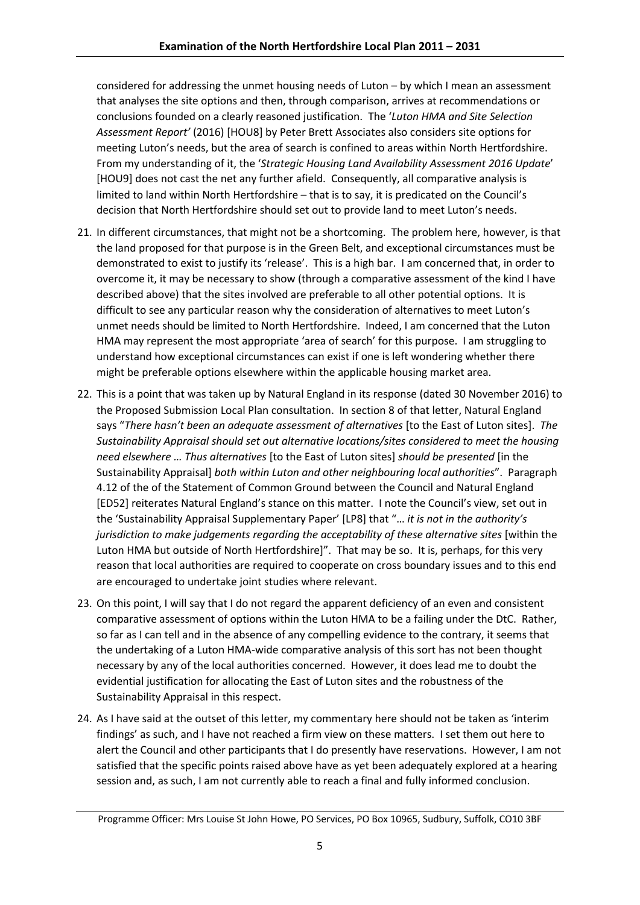considered for addressing the unmet housing needs of Luton – by which I mean an assessment that analyses the site options and then, through comparison, arrives at recommendations or conclusions founded on a clearly reasoned justification. The '*Luton HMA and Site Selection Assessment Report'* (2016) [HOU8] by Peter Brett Associates also considers site options for meeting Luton's needs, but the area of search is confined to areas within North Hertfordshire. From my understanding of it, the '*Strategic Housing Land Availability Assessment 2016 Update*' [HOU9] does not cast the net any further afield. Consequently, all comparative analysis is limited to land within North Hertfordshire – that is to say, it is predicated on the Council's decision that North Hertfordshire should set out to provide land to meet Luton's needs.

21. In different circumstances, that might not be a shortcoming. The problem here, however, is that the land proposed for that purpose is in the Green Belt, and exceptional circumstances must be demonstrated to exist to justify its 'release'. This is a high bar. I am concerned that, in order to overcome it, it may be necessary to show (through a comparative assessment of the kind I have described above) that the sites involved are preferable to all other potential options. It is difficult to see any particular reason why the consideration of alternatives to meet Luton's unmet needs should be limited to North Hertfordshire. Indeed, I am concerned that the Luton HMA may represent the most appropriate 'area of search' for this purpose. I am struggling to understand how exceptional circumstances can exist if one is left wondering whether there might be preferable options elsewhere within the applicable housing market area.

22. This is a point that was taken up by Natural England in its response (dated 30 November 2016) to the Proposed Submission Local Plan consultation. In section 8 of that letter, Natural England says "*There hasn't been an adequate assessment of alternatives* [to the East of Luton sites]. *The Sustainability Appraisal should set out alternative locations/sites considered to meet the housing need elsewhere … Thus alternatives* [to the East of Luton sites] *should be presented* [in the Sustainability Appraisal] *both within Luton and other neighbouring local authorities*". Paragraph 4.12 of the of the Statement of Common Ground between the Council and Natural England [ED52] reiterates Natural England's stance on this matter. I note the Council's view, set out in the 'Sustainability Appraisal Supplementary Paper' [LP8] that "*… it is not in the authority's jurisdiction to make judgements regarding the acceptability of these alternative sites* [within the Luton HMA but outside of North Hertfordshire]". That may be so. It is, perhaps, for this very reason that local authorities are required to cooperate on cross boundary issues and to this end are encouraged to undertake joint studies where relevant.

23. On this point, I will say that I do not regard the apparent deficiency of an even and consistent comparative assessment of options within the Luton HMA to be a failing under the DtC. Rather, so far as I can tell and in the absence of any compelling evidence to the contrary, it seems that the undertaking of a Luton HMA-wide comparative analysis of this sort has not been thought necessary by any of the local authorities concerned. However, it does lead me to doubt the evidential justification for allocating the East of Luton sites and the robustness of the Sustainability Appraisal in this respect.

24. As I have said at the outset of this letter, my commentary here should not be taken as 'interim findings' as such, and I have not reached a firm view on these matters. I set them out here to alert the Council and other participants that I do presently have reservations. However, I am not satisfied that the specific points raised above have as yet been adequately explored at a hearing session and, as such, I am not currently able to reach a final and fully informed conclusion.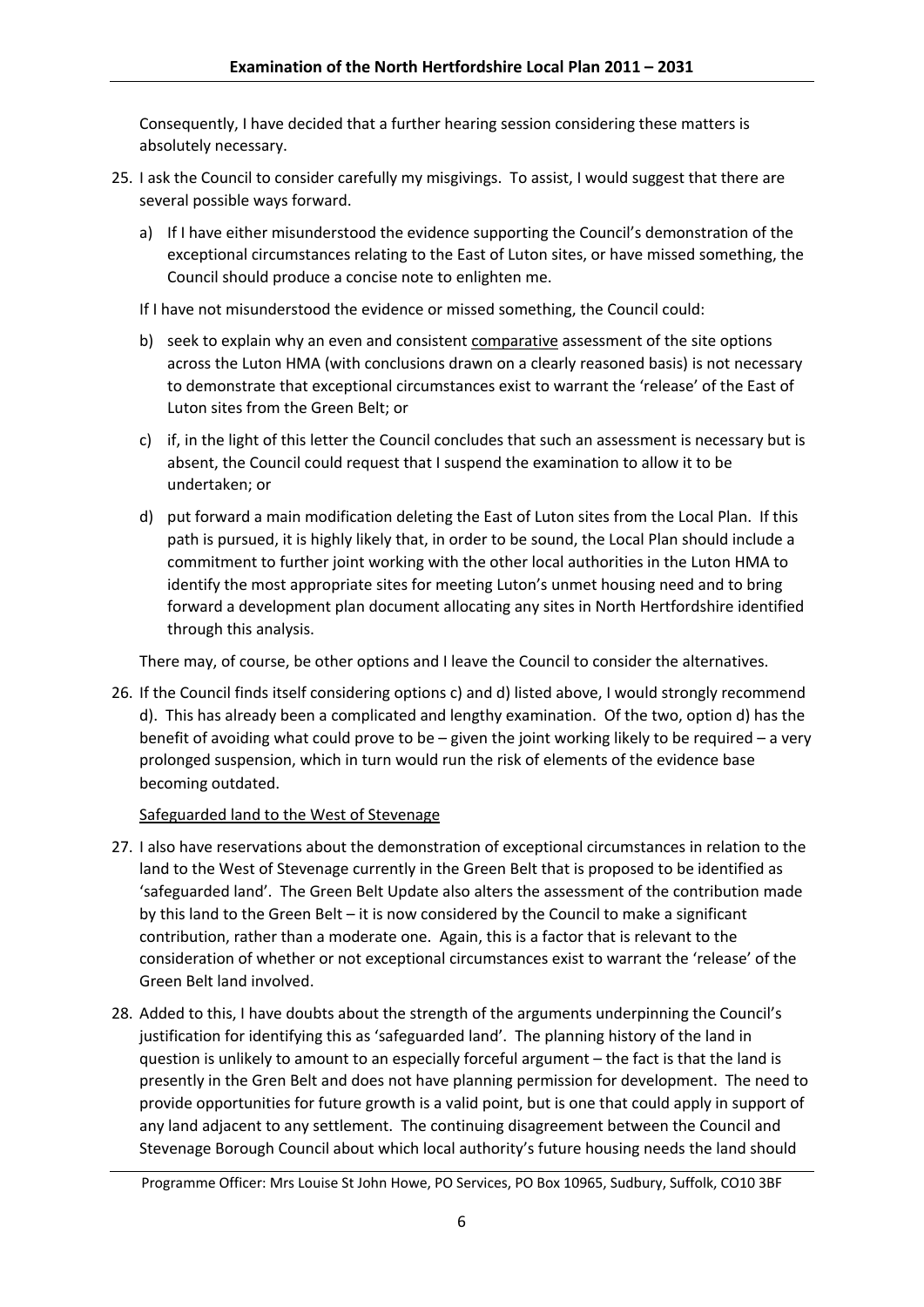Consequently, I have decided that a further hearing session considering these matters is absolutely necessary.

25. I ask the Council to consider carefully my misgivings. To assist, I would suggest that there are several possible ways forward.

    a) If I have either misunderstood the evidence supporting the Council's demonstration of the exceptional circumstances relating to the East of Luton sites, or have missed something, the Council should produce a concise note to enlighten me.

    If I have not misunderstood the evidence or missed something, the Council could:

    b) seek to explain why an even and consistent comparative assessment of the site options across the Luton HMA (with conclusions drawn on a clearly reasoned basis) is not necessary to demonstrate that exceptional circumstances exist to warrant the 'release' of the East of Luton sites from the Green Belt; or

    c) if, in the light of this letter the Council concludes that such an assessment is necessary but is absent, the Council could request that I suspend the examination to allow it to be undertaken; or

    d) put forward a main modification deleting the East of Luton sites from the Local Plan. If this path is pursued, it is highly likely that, in order to be sound, the Local Plan should include a commitment to further joint working with the other local authorities in the Luton HMA to identify the most appropriate sites for meeting Luton's unmet housing need and to bring forward a development plan document allocating any sites in North Hertfordshire identified through this analysis.

    There may, of course, be other options and I leave the Council to consider the alternatives.

26. If the Council finds itself considering options c) and d) listed above, I would strongly recommend d). This has already been a complicated and lengthy examination. Of the two, option d) has the benefit of avoiding what could prove to be – given the joint working likely to be required – a very prolonged suspension, which in turn would run the risk of elements of the evidence base becoming outdated.

Safeguarded land to the West of Stevenage

27. I also have reservations about the demonstration of exceptional circumstances in relation to the land to the West of Stevenage currently in the Green Belt that is proposed to be identified as 'safeguarded land'. The Green Belt Update also alters the assessment of the contribution made by this land to the Green Belt – it is now considered by the Council to make a significant contribution, rather than a moderate one. Again, this is a factor that is relevant to the consideration of whether or not exceptional circumstances exist to warrant the 'release' of the Green Belt land involved.

28. Added to this, I have doubts about the strength of the arguments underpinning the Council's justification for identifying this as 'safeguarded land'. The planning history of the land in question is unlikely to amount to an especially forceful argument – the fact is that the land is presently in the Gren Belt and does not have planning permission for development. The need to provide opportunities for future growth is a valid point, but is one that could apply in support of any land adjacent to any settlement. The continuing disagreement between the Council and Stevenage Borough Council about which local authority's future housing needs the land should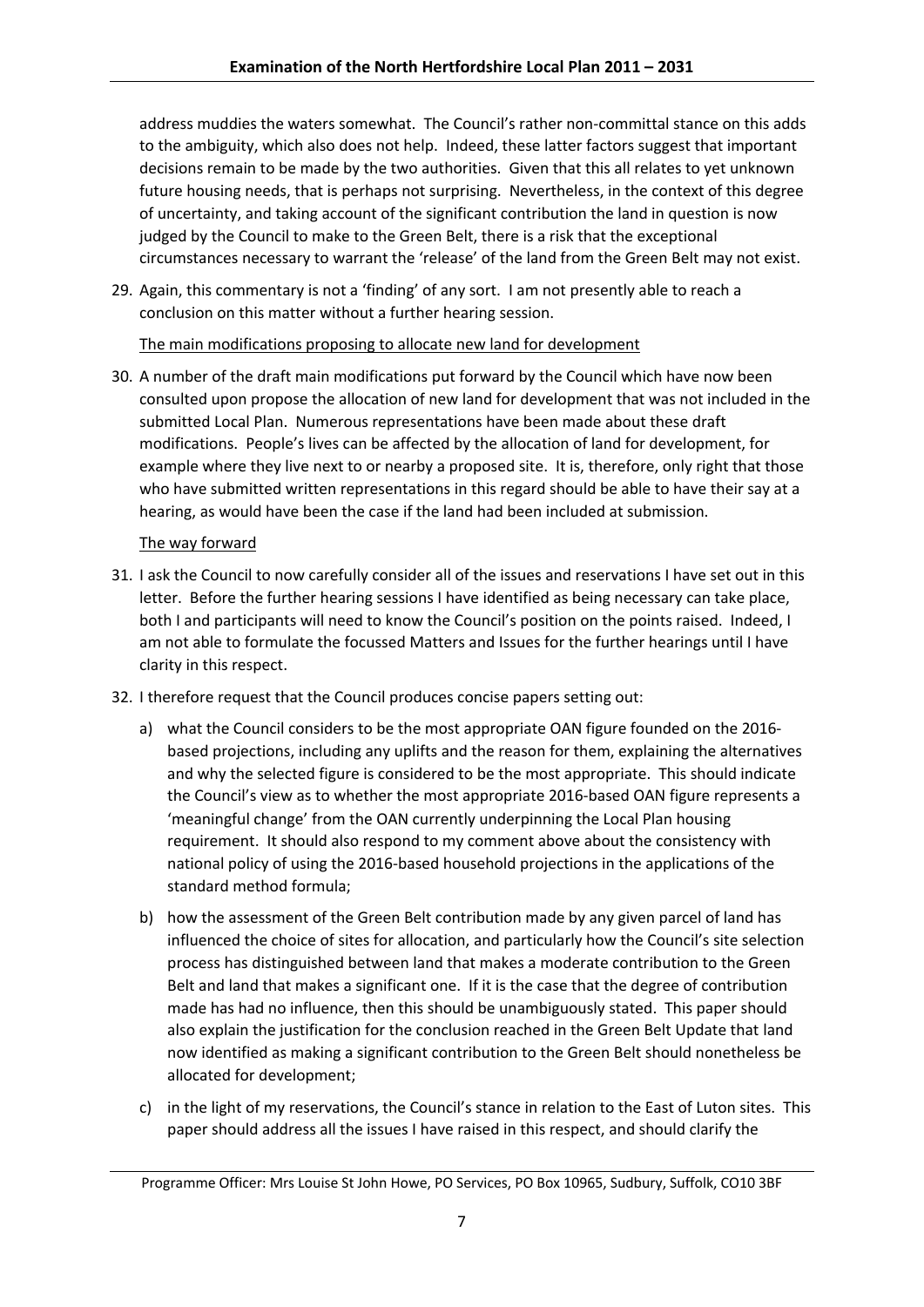address muddies the waters somewhat. The Council's rather non-committal stance on this adds to the ambiguity, which also does not help. Indeed, these latter factors suggest that important decisions remain to be made by the two authorities. Given that this all relates to yet unknown future housing needs, that is perhaps not surprising. Nevertheless, in the context of this degree of uncertainty, and taking account of the significant contribution the land in question is now judged by the Council to make to the Green Belt, there is a risk that the exceptional circumstances necessary to warrant the 'release' of the land from the Green Belt may not exist.

29. Again, this commentary is not a 'finding' of any sort. I am not presently able to reach a conclusion on this matter without a further hearing session.

The main modifications proposing to allocate new land for development

30. A number of the draft main modifications put forward by the Council which have now been consulted upon propose the allocation of new land for development that was not included in the submitted Local Plan. Numerous representations have been made about these draft modifications. People's lives can be affected by the allocation of land for development, for example where they live next to or nearby a proposed site. It is, therefore, only right that those who have submitted written representations in this regard should be able to have their say at a hearing, as would have been the case if the land had been included at submission.

The way forward

31. I ask the Council to now carefully consider all of the issues and reservations I have set out in this letter. Before the further hearing sessions I have identified as being necessary can take place, both I and participants will need to know the Council's position on the points raised. Indeed, I am not able to formulate the focussed Matters and Issues for the further hearings until I have clarity in this respect.

32. I therefore request that the Council produces concise papers setting out:

    a) what the Council considers to be the most appropriate OAN figure founded on the 2016-based projections, including any uplifts and the reason for them, explaining the alternatives and why the selected figure is considered to be the most appropriate. This should indicate the Council's view as to whether the most appropriate 2016-based OAN figure represents a 'meaningful change' from the OAN currently underpinning the Local Plan housing requirement. It should also respond to my comment above about the consistency with national policy of using the 2016-based household projections in the applications of the standard method formula;

    b) how the assessment of the Green Belt contribution made by any given parcel of land has influenced the choice of sites for allocation, and particularly how the Council's site selection process has distinguished between land that makes a moderate contribution to the Green Belt and land that makes a significant one. If it is the case that the degree of contribution made has had no influence, then this should be unambiguously stated. This paper should also explain the justification for the conclusion reached in the Green Belt Update that land now identified as making a significant contribution to the Green Belt should nonetheless be allocated for development;

    c) in the light of my reservations, the Council's stance in relation to the East of Luton sites. This paper should address all the issues I have raised in this respect, and should clarify the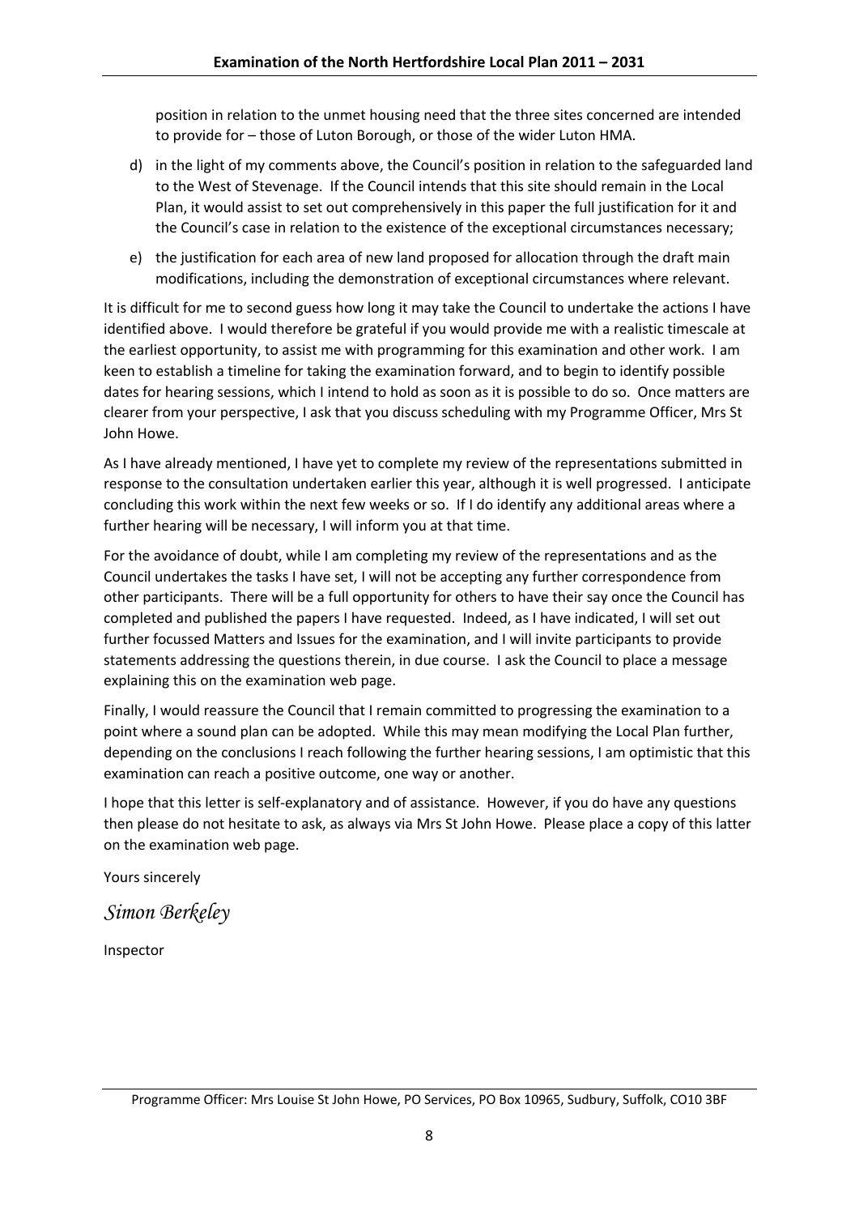position in relation to the unmet housing need that the three sites concerned are intended to provide for – those of Luton Borough, or those of the wider Luton HMA.

d) in the light of my comments above, the Council's position in relation to the safeguarded land to the West of Stevenage. If the Council intends that this site should remain in the Local Plan, it would assist to set out comprehensively in this paper the full justification for it and the Council's case in relation to the existence of the exceptional circumstances necessary;

e) the justification for each area of new land proposed for allocation through the draft main modifications, including the demonstration of exceptional circumstances where relevant.

It is difficult for me to second guess how long it may take the Council to undertake the actions I have identified above. I would therefore be grateful if you would provide me with a realistic timescale at the earliest opportunity, to assist me with programming for this examination and other work. I am keen to establish a timeline for taking the examination forward, and to begin to identify possible dates for hearing sessions, which I intend to hold as soon as it is possible to do so. Once matters are clearer from your perspective, I ask that you discuss scheduling with my Programme Officer, Mrs St John Howe.

As I have already mentioned, I have yet to complete my review of the representations submitted in response to the consultation undertaken earlier this year, although it is well progressed. I anticipate concluding this work within the next few weeks or so. If I do identify any additional areas where a further hearing will be necessary, I will inform you at that time.

For the avoidance of doubt, while I am completing my review of the representations and as the Council undertakes the tasks I have set, I will not be accepting any further correspondence from other participants. There will be a full opportunity for others to have their say once the Council has completed and published the papers I have requested. Indeed, as I have indicated, I will set out further focussed Matters and Issues for the examination, and I will invite participants to provide statements addressing the questions therein, in due course. I ask the Council to place a message explaining this on the examination web page.

Finally, I would reassure the Council that I remain committed to progressing the examination to a point where a sound plan can be adopted. While this may mean modifying the Local Plan further, depending on the conclusions I reach following the further hearing sessions, I am optimistic that this examination can reach a positive outcome, one way or another.

I hope that this letter is self-explanatory and of assistance. However, if you do have any questions then please do not hesitate to ask, as always via Mrs St John Howe. Please place a copy of this latter on the examination web page.

Yours sincerely

*Simon Berkeley*

Inspector